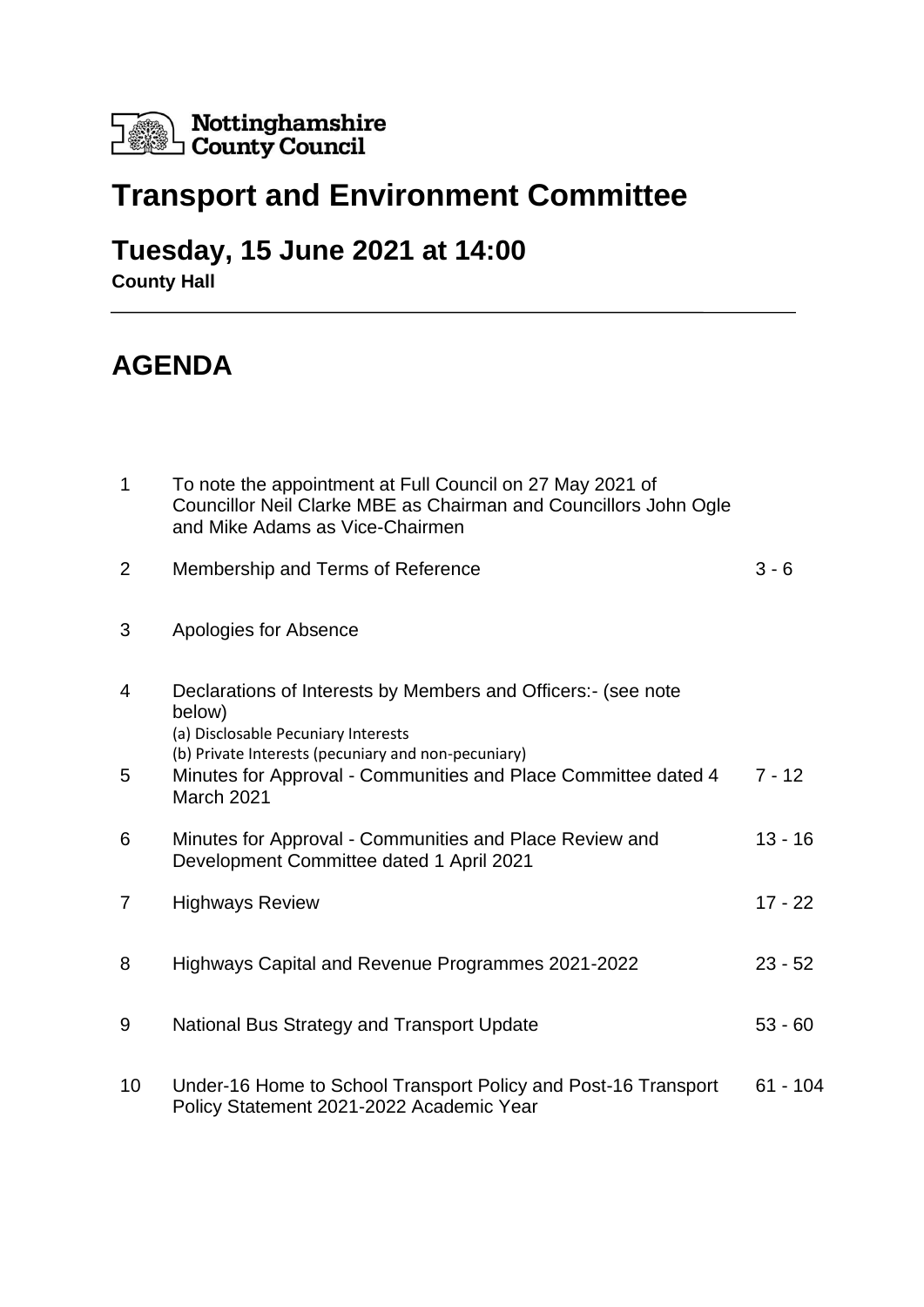Nottinghamshire County Council

# Transport and Environment Committee

## Tuesday, 15 June 2021 at 14:00

**County Hall**

# AGENDA

| | | |
|---|---|---|
| 1 | To note the appointment at Full Council on 27 May 2021 of Councillor Neil Clarke MBE as Chairman and Councillors John Ogle and Mike Adams as Vice-Chairmen | |
| 2 | Membership and Terms of Reference | 3 - 6 |
| 3 | Apologies for Absence | |
| 4 | Declarations of Interests by Members and Officers:- (see note below)<br>(a) Disclosable Pecuniary Interests<br>(b) Private Interests (pecuniary and non-pecuniary) | |
| 5 | Minutes for Approval - Communities and Place Committee dated 4 March 2021 | 7 - 12 |
| 6 | Minutes for Approval - Communities and Place Review and Development Committee dated 1 April 2021 | 13 - 16 |
| 7 | Highways Review | 17 - 22 |
| 8 | Highways Capital and Revenue Programmes 2021-2022 | 23 - 52 |
| 9 | National Bus Strategy and Transport Update | 53 - 60 |
| 10 | Under-16 Home to School Transport Policy and Post-16 Transport Policy Statement 2021-2022 Academic Year | 61 - 104 |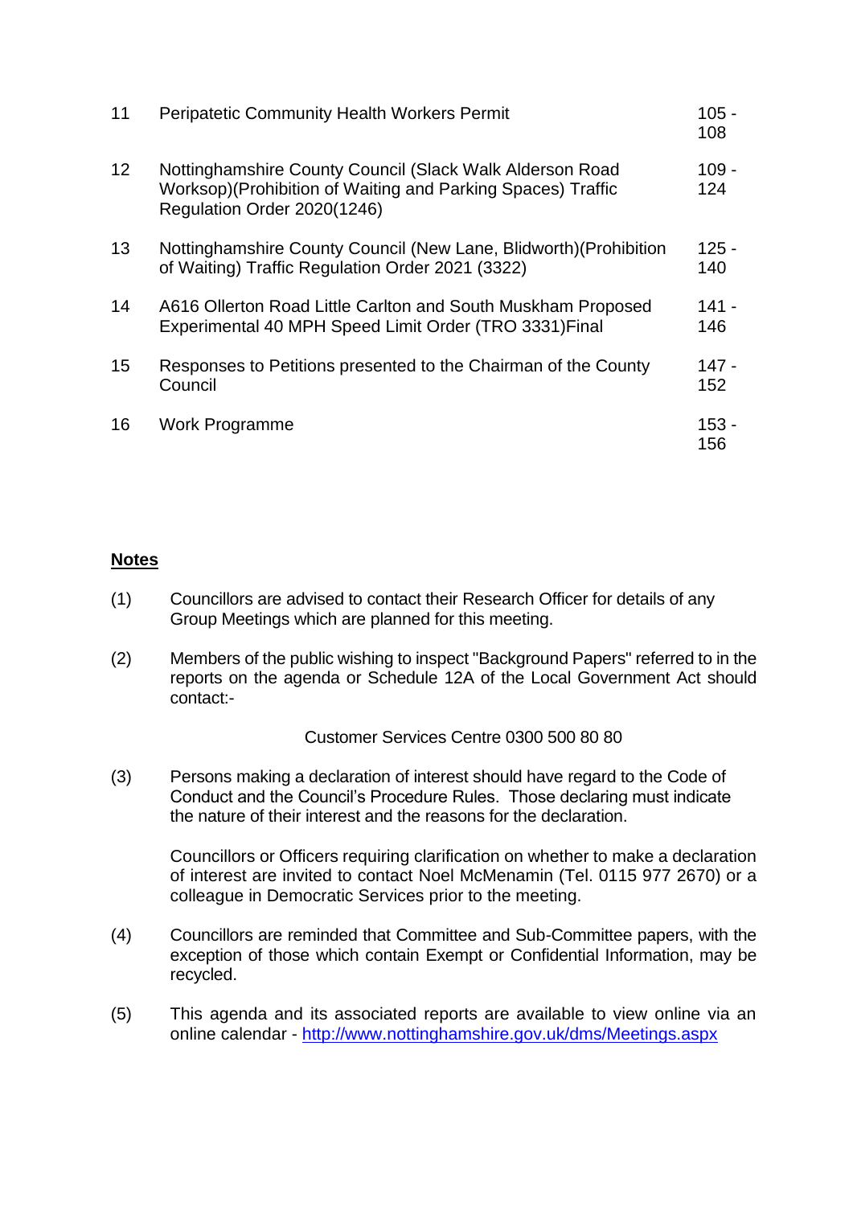| | | |
|---|---|---|
| 11 | Peripatetic Community Health Workers Permit | 105 - 108 |
| 12 | Nottinghamshire County Council (Slack Walk Alderson Road Worksop)(Prohibition of Waiting and Parking Spaces) Traffic Regulation Order 2020(1246) | 109 - 124 |
| 13 | Nottinghamshire County Council (New Lane, Blidworth)(Prohibition of Waiting) Traffic Regulation Order 2021 (3322) | 125 - 140 |
| 14 | A616 Ollerton Road Little Carlton and South Muskham Proposed Experimental 40 MPH Speed Limit Order (TRO 3331)Final | 141 - 146 |
| 15 | Responses to Petitions presented to the Chairman of the County Council | 147 - 152 |
| 16 | Work Programme | 153 - 156 |

**Notes**

(1) Councillors are advised to contact their Research Officer for details of any Group Meetings which are planned for this meeting.

(2) Members of the public wishing to inspect "Background Papers" referred to in the reports on the agenda or Schedule 12A of the Local Government Act should contact:-

Customer Services Centre 0300 500 80 80

(3) Persons making a declaration of interest should have regard to the Code of Conduct and the Council's Procedure Rules. Those declaring must indicate the nature of their interest and the reasons for the declaration.

Councillors or Officers requiring clarification on whether to make a declaration of interest are invited to contact Noel McMenamin (Tel. 0115 977 2670) or a colleague in Democratic Services prior to the meeting.

(4) Councillors are reminded that Committee and Sub-Committee papers, with the exception of those which contain Exempt or Confidential Information, may be recycled.

(5) This agenda and its associated reports are available to view online via an online calendar - http://www.nottinghamshire.gov.uk/dms/Meetings.aspx